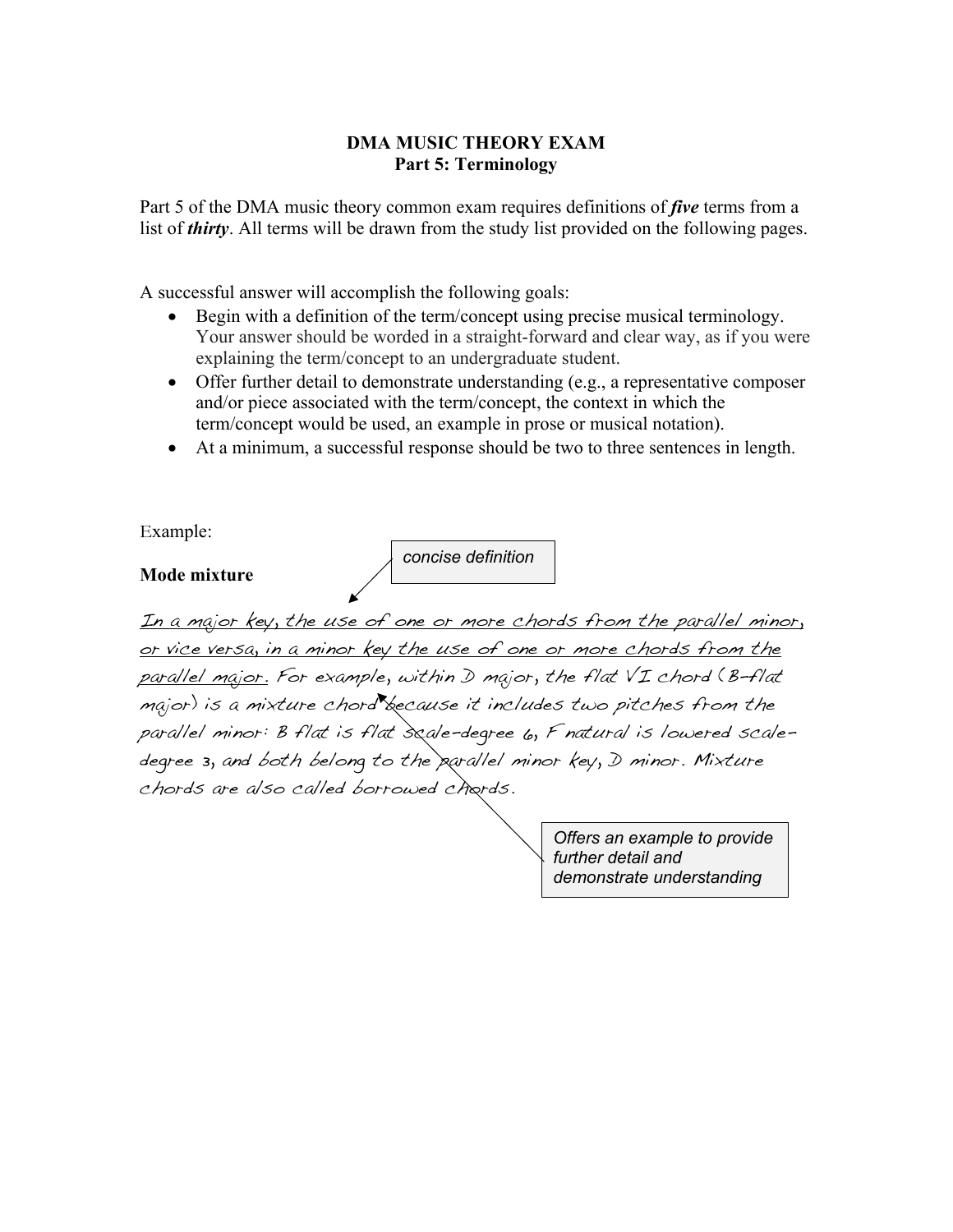# DMA MUSIC THEORY EXAM
## Part 5: Terminology

Part 5 of the DMA music theory common exam requires definitions of ***five*** terms from a list of ***thirty***. All terms will be drawn from the study list provided on the following pages.

A successful answer will accomplish the following goals:

- Begin with a definition of the term/concept using precise musical terminology. Your answer should be worded in a straight-forward and clear way, as if you were explaining the term/concept to an undergraduate student.
- Offer further detail to demonstrate understanding (e.g., a representative composer and/or piece associated with the term/concept, the context in which the term/concept would be used, an example in prose or musical notation).
- At a minimum, a successful response should be two to three sentences in length.

Example:

*concise definition*

**Mode mixture**

*In a major key, the use of one or more chords from the parallel minor, or vice versa, in a minor key the use of one or more chords from the parallel major.* For example, within D major, the flat VI chord (B-flat major) is a mixture chord because it includes two pitches from the parallel minor: B flat is flat scale-degree 6, F natural is lowered scale-degree 3, and both belong to the parallel minor key, D minor. Mixture chords are also called borrowed chords.

*Offers an example to provide further detail and demonstrate understanding*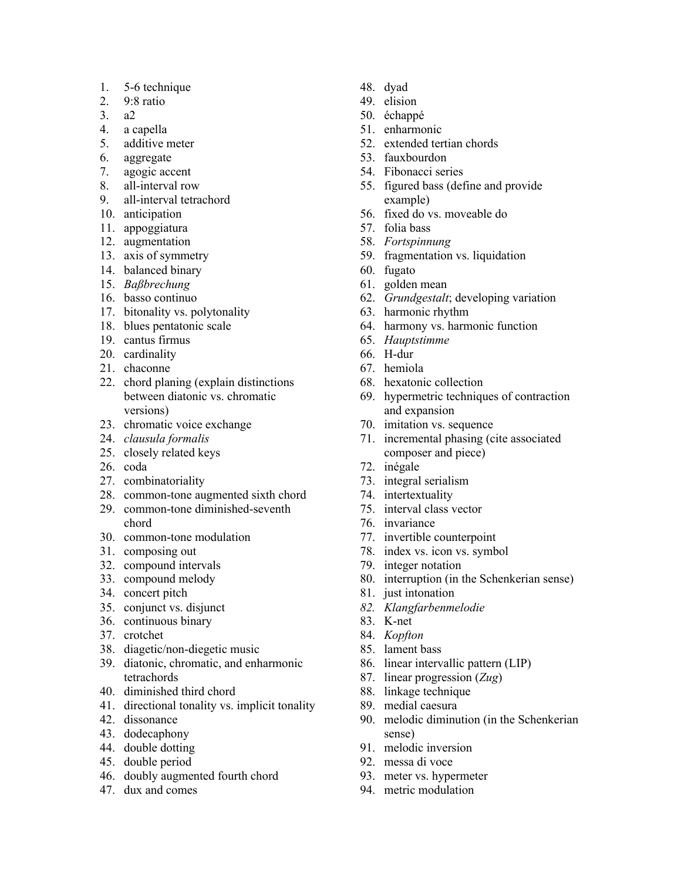1. 5-6 technique
2. 9:8 ratio
3. a2
4. a capella
5. additive meter
6. aggregate
7. agogic accent
8. all-interval row
9. all-interval tetrachord
10. anticipation
11. appoggiatura
12. augmentation
13. axis of symmetry
14. balanced binary
15. *Baßbrechung*
16. basso continuo
17. bitonality vs. polytonality
18. blues pentatonic scale
19. cantus firmus
20. cardinality
21. chaconne
22. chord planing (explain distinctions between diatonic vs. chromatic versions)
23. chromatic voice exchange
24. *clausula formalis*
25. closely related keys
26. coda
27. combinatoriality
28. common-tone augmented sixth chord
29. common-tone diminished-seventh chord
30. common-tone modulation
31. composing out
32. compound intervals
33. compound melody
34. concert pitch
35. conjunct vs. disjunct
36. continuous binary
37. crotchet
38. diagetic/non-diegetic music
39. diatonic, chromatic, and enharmonic tetrachords
40. diminished third chord
41. directional tonality vs. implicit tonality
42. dissonance
43. dodecaphony
44. double dotting
45. double period
46. doubly augmented fourth chord
47. dux and comes
48. dyad
49. elision
50. échappé
51. enharmonic
52. extended tertian chords
53. fauxbourdon
54. Fibonacci series
55. figured bass (define and provide example)
56. fixed do vs. moveable do
57. folia bass
58. *Fortspinnung*
59. fragmentation vs. liquidation
60. fugato
61. golden mean
62. *Grundgestalt*; developing variation
63. harmonic rhythm
64. harmony vs. harmonic function
65. *Hauptstimme*
66. H-dur
67. hemiola
68. hexatonic collection
69. hypermetric techniques of contraction and expansion
70. imitation vs. sequence
71. incremental phasing (cite associated composer and piece)
72. inégale
73. integral serialism
74. intertextuality
75. interval class vector
76. invariance
77. invertible counterpoint
78. index vs. icon vs. symbol
79. integer notation
80. interruption (in the Schenkerian sense)
81. just intonation
82. *Klangfarbenmelodie*
83. K-net
84. *Kopfton*
85. lament bass
86. linear intervallic pattern (LIP)
87. linear progression (*Zug*)
88. linkage technique
89. medial caesura
90. melodic diminution (in the Schenkerian sense)
91. melodic inversion
92. messa di voce
93. meter vs. hypermeter
94. metric modulation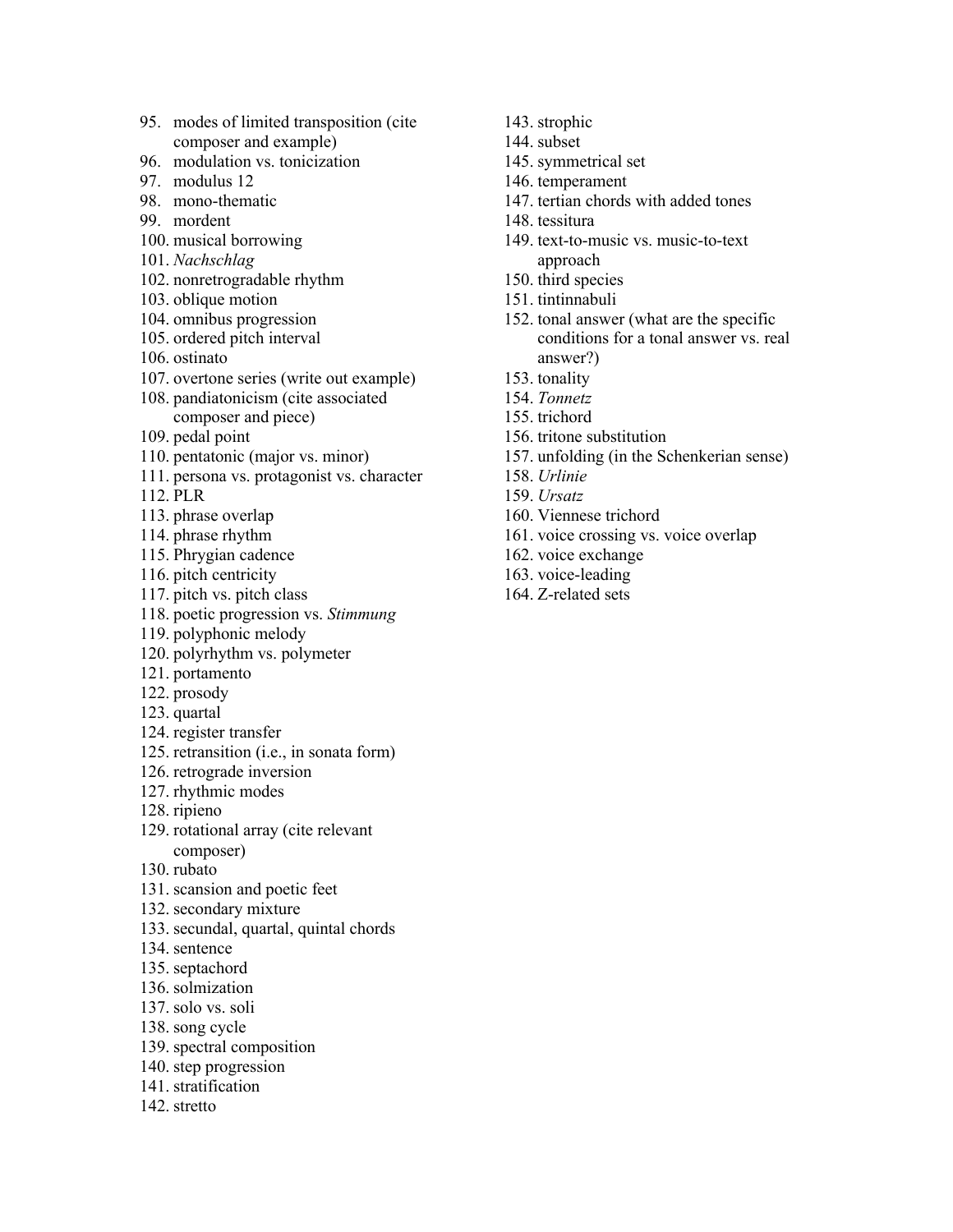95. modes of limited transposition (cite composer and example)
96. modulation vs. tonicization
97. modulus 12
98. mono-thematic
99. mordent
100. musical borrowing
101. *Nachschlag*
102. nonretrogradable rhythm
103. oblique motion
104. omnibus progression
105. ordered pitch interval
106. ostinato
107. overtone series (write out example)
108. pandiatonicism (cite associated composer and piece)
109. pedal point
110. pentatonic (major vs. minor)
111. persona vs. protagonist vs. character
112. PLR
113. phrase overlap
114. phrase rhythm
115. Phrygian cadence
116. pitch centricity
117. pitch vs. pitch class
118. poetic progression vs. *Stimmung*
119. polyphonic melody
120. polyrhythm vs. polymeter
121. portamento
122. prosody
123. quartal
124. register transfer
125. retransition (i.e., in sonata form)
126. retrograde inversion
127. rhythmic modes
128. ripieno
129. rotational array (cite relevant composer)
130. rubato
131. scansion and poetic feet
132. secondary mixture
133. secundal, quartal, quintal chords
134. sentence
135. septachord
136. solmization
137. solo vs. soli
138. song cycle
139. spectral composition
140. step progression
141. stratification
142. stretto
143. strophic
144. subset
145. symmetrical set
146. temperament
147. tertian chords with added tones
148. tessitura
149. text-to-music vs. music-to-text approach
150. third species
151. tintinnabuli
152. tonal answer (what are the specific conditions for a tonal answer vs. real answer?)
153. tonality
154. *Tonnetz*
155. trichord
156. tritone substitution
157. unfolding (in the Schenkerian sense)
158. *Urlinie*
159. *Ursatz*
160. Viennese trichord
161. voice crossing vs. voice overlap
162. voice exchange
163. voice-leading
164. Z-related sets